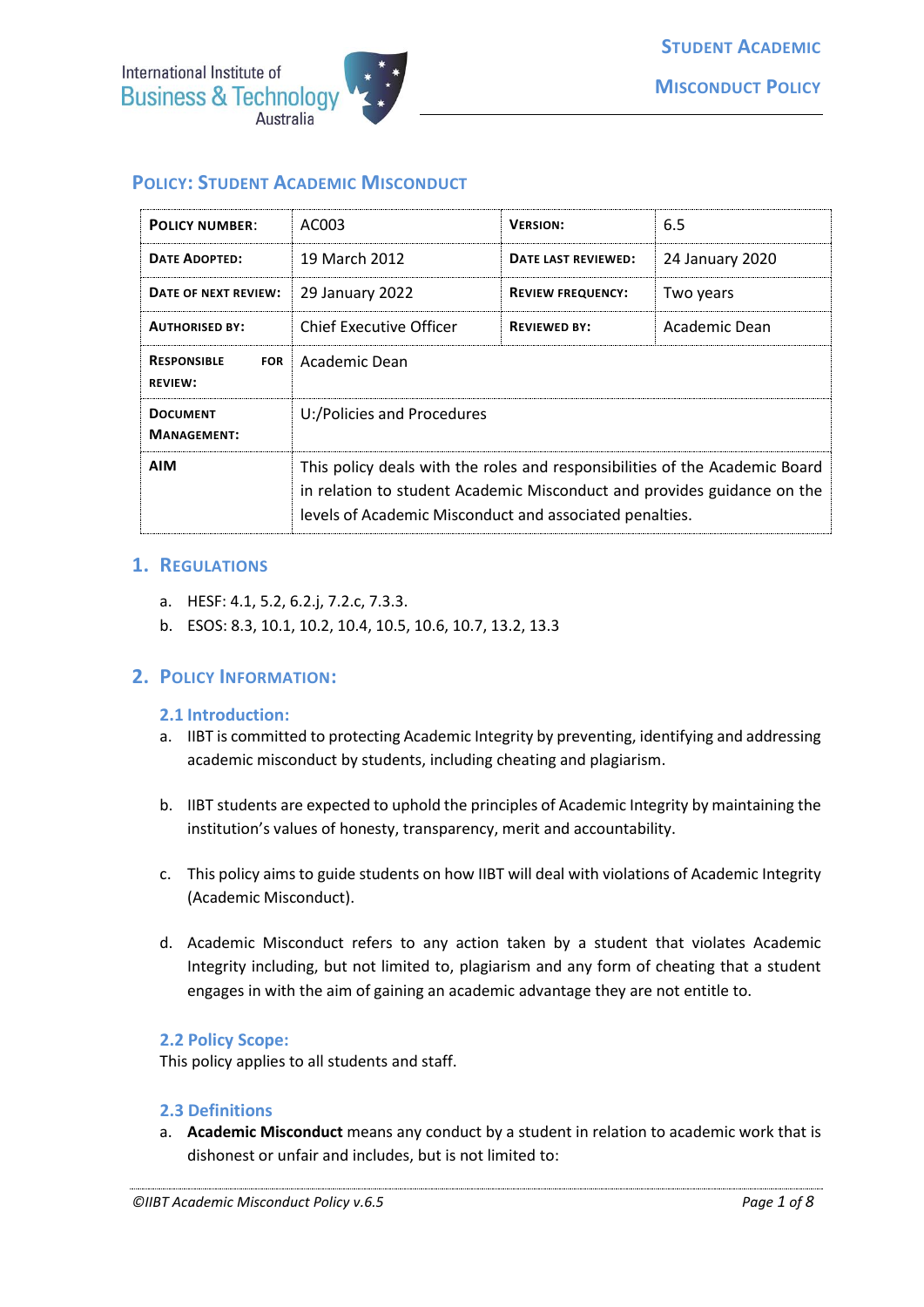# Policy: Student Academic Misconduct

| **Policy Number:** | AC003 | **Version:** | 6.5 |
|---|---|---|---|
| **Date Adopted:** | 19 March 2012 | **Date Last Reviewed:** | 24 January 2020 |
| **Date of Next Review:** | 29 January 2022 | **Review Frequency:** | Two years |
| **Authorised By:** | Chief Executive Officer | **Reviewed By:** | Academic Dean |
| **Responsible for Review:** | Academic Dean | | |
| **Document Management:** | U:/Policies and Procedures | | |
| **AIM** | This policy deals with the roles and responsibilities of the Academic Board in relation to student Academic Misconduct and provides guidance on the levels of Academic Misconduct and associated penalties. | | |

## 1. Regulations

a. HESF: 4.1, 5.2, 6.2.j, 7.2.c, 7.3.3.

b. ESOS: 8.3, 10.1, 10.2, 10.4, 10.5, 10.6, 10.7, 13.2, 13.3

## 2. Policy Information:

### 2.1 Introduction:

a. IIBT is committed to protecting Academic Integrity by preventing, identifying and addressing academic misconduct by students, including cheating and plagiarism.

b. IIBT students are expected to uphold the principles of Academic Integrity by maintaining the institution's values of honesty, transparency, merit and accountability.

c. This policy aims to guide students on how IIBT will deal with violations of Academic Integrity (Academic Misconduct).

d. Academic Misconduct refers to any action taken by a student that violates Academic Integrity including, but not limited to, plagiarism and any form of cheating that a student engages in with the aim of gaining an academic advantage they are not entitle to.

### 2.2 Policy Scope:

This policy applies to all students and staff.

### 2.3 Definitions

a. **Academic Misconduct** means any conduct by a student in relation to academic work that is dishonest or unfair and includes, but is not limited to: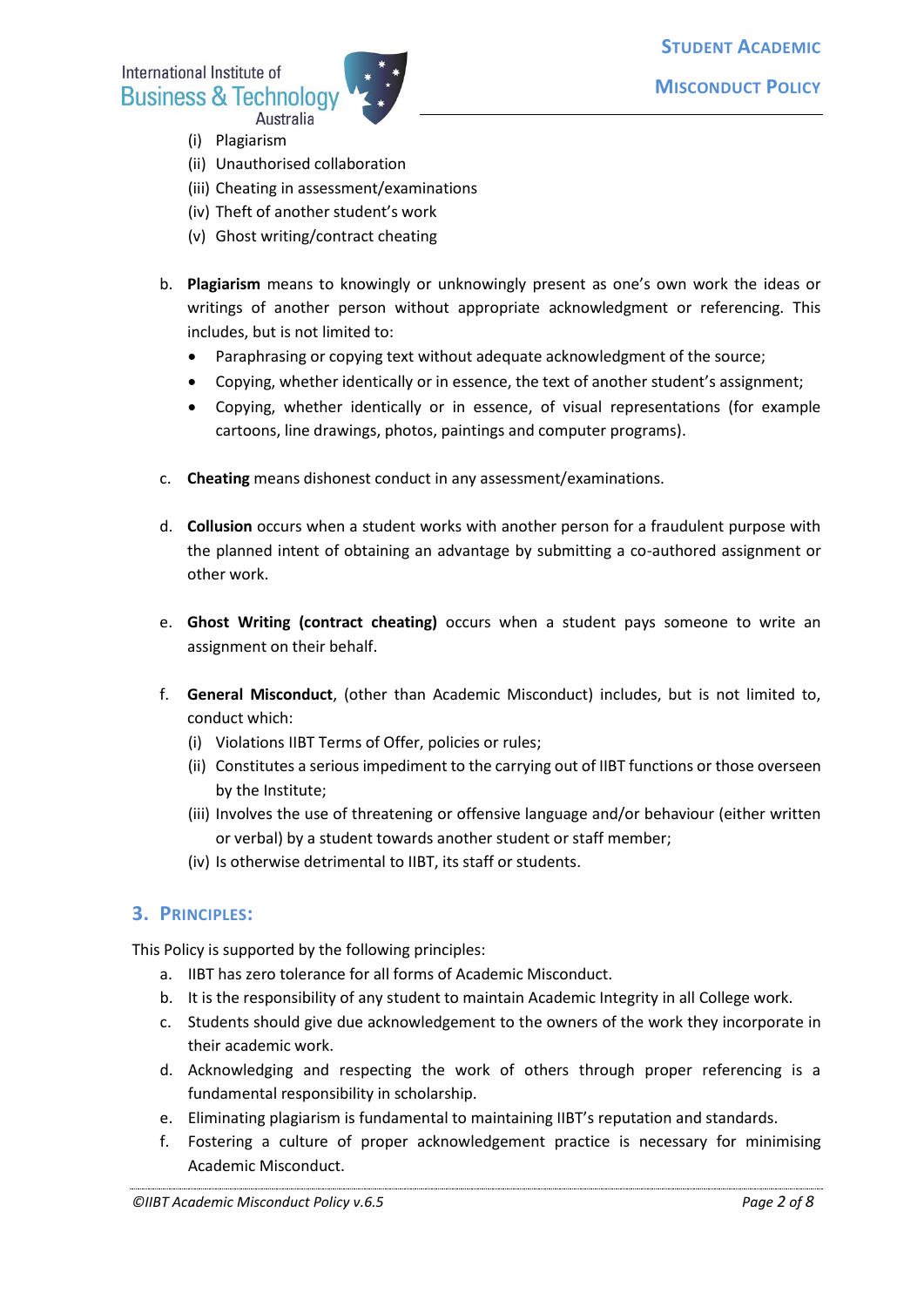(i) Plagiarism
(ii) Unauthorised collaboration
(iii) Cheating in assessment/examinations
(iv) Theft of another student's work
(v) Ghost writing/contract cheating

b. **Plagiarism** means to knowingly or unknowingly present as one's own work the ideas or writings of another person without appropriate acknowledgment or referencing. This includes, but is not limited to:
   - Paraphrasing or copying text without adequate acknowledgment of the source;
   - Copying, whether identically or in essence, the text of another student's assignment;
   - Copying, whether identically or in essence, of visual representations (for example cartoons, line drawings, photos, paintings and computer programs).

c. **Cheating** means dishonest conduct in any assessment/examinations.

d. **Collusion** occurs when a student works with another person for a fraudulent purpose with the planned intent of obtaining an advantage by submitting a co-authored assignment or other work.

e. **Ghost Writing (contract cheating)** occurs when a student pays someone to write an assignment on their behalf.

f. **General Misconduct**, (other than Academic Misconduct) includes, but is not limited to, conduct which:
   (i) Violations IIBT Terms of Offer, policies or rules;
   (ii) Constitutes a serious impediment to the carrying out of IIBT functions or those overseen by the Institute;
   (iii) Involves the use of threatening or offensive language and/or behaviour (either written or verbal) by a student towards another student or staff member;
   (iv) Is otherwise detrimental to IIBT, its staff or students.

## 3. Principles:

This Policy is supported by the following principles:

a. IIBT has zero tolerance for all forms of Academic Misconduct.
b. It is the responsibility of any student to maintain Academic Integrity in all College work.
c. Students should give due acknowledgement to the owners of the work they incorporate in their academic work.
d. Acknowledging and respecting the work of others through proper referencing is a fundamental responsibility in scholarship.
e. Eliminating plagiarism is fundamental to maintaining IIBT's reputation and standards.
f. Fostering a culture of proper acknowledgement practice is necessary for minimising Academic Misconduct.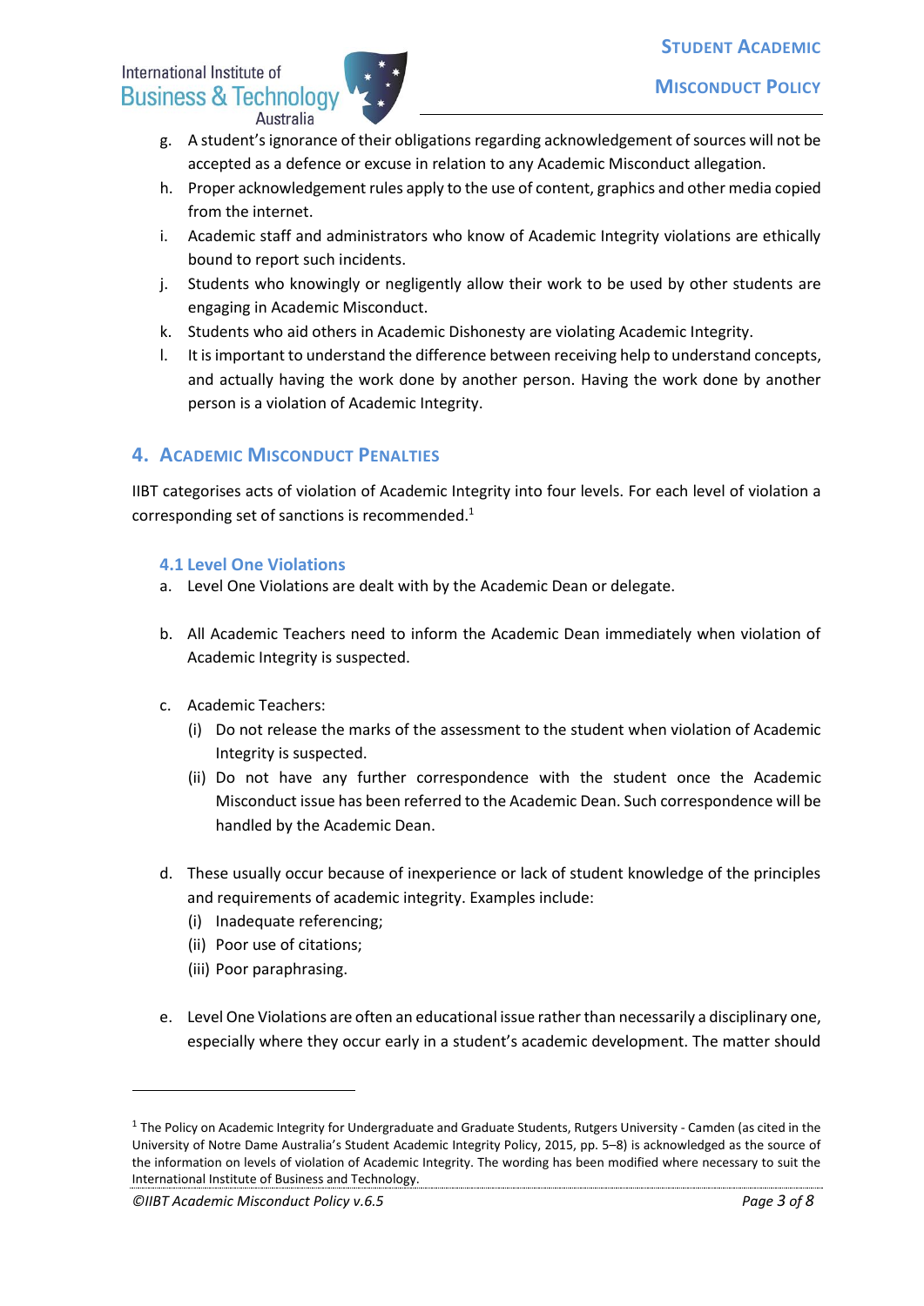g. A student's ignorance of their obligations regarding acknowledgement of sources will not be accepted as a defence or excuse in relation to any Academic Misconduct allegation.
h. Proper acknowledgement rules apply to the use of content, graphics and other media copied from the internet.
i. Academic staff and administrators who know of Academic Integrity violations are ethically bound to report such incidents.
j. Students who knowingly or negligently allow their work to be used by other students are engaging in Academic Misconduct.
k. Students who aid others in Academic Dishonesty are violating Academic Integrity.
l. It is important to understand the difference between receiving help to understand concepts, and actually having the work done by another person. Having the work done by another person is a violation of Academic Integrity.

## 4. Academic Misconduct Penalties

IIBT categorises acts of violation of Academic Integrity into four levels. For each level of violation a corresponding set of sanctions is recommended.[1]

### 4.1 Level One Violations

a. Level One Violations are dealt with by the Academic Dean or delegate.

b. All Academic Teachers need to inform the Academic Dean immediately when violation of Academic Integrity is suspected.

c. Academic Teachers:
   (i) Do not release the marks of the assessment to the student when violation of Academic Integrity is suspected.
   (ii) Do not have any further correspondence with the student once the Academic Misconduct issue has been referred to the Academic Dean. Such correspondence will be handled by the Academic Dean.

d. These usually occur because of inexperience or lack of student knowledge of the principles and requirements of academic integrity. Examples include:
   (i) Inadequate referencing;
   (ii) Poor use of citations;
   (iii) Poor paraphrasing.

e. Level One Violations are often an educational issue rather than necessarily a disciplinary one, especially where they occur early in a student's academic development. The matter should

---

[1] The Policy on Academic Integrity for Undergraduate and Graduate Students, Rutgers University - Camden (as cited in the University of Notre Dame Australia's Student Academic Integrity Policy, 2015, pp. 5–8) is acknowledged as the source of the information on levels of violation of Academic Integrity. The wording has been modified where necessary to suit the International Institute of Business and Technology.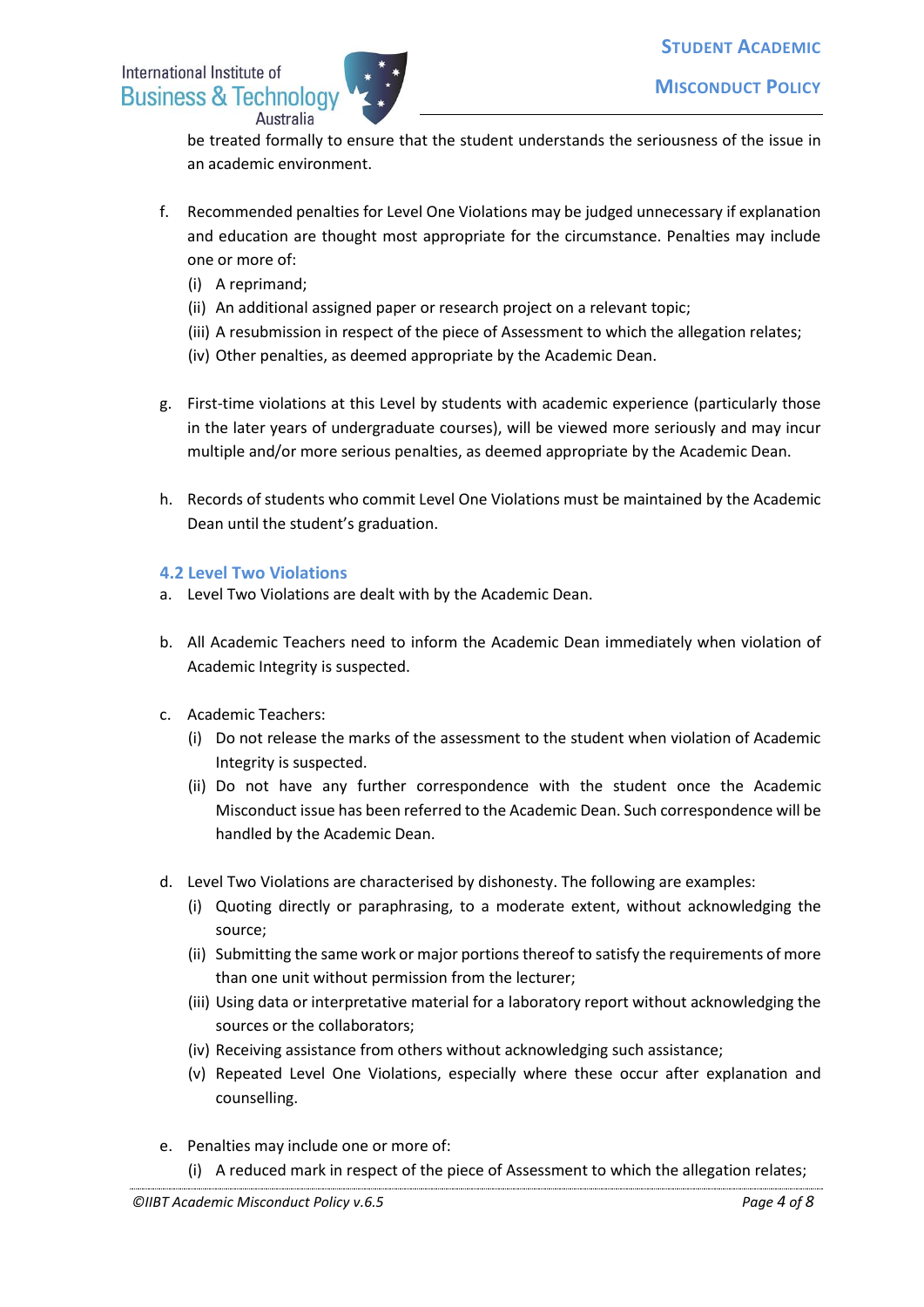be treated formally to ensure that the student understands the seriousness of the issue in an academic environment.

f. Recommended penalties for Level One Violations may be judged unnecessary if explanation and education are thought most appropriate for the circumstance. Penalties may include one or more of:
   (i) A reprimand;
   (ii) An additional assigned paper or research project on a relevant topic;
   (iii) A resubmission in respect of the piece of Assessment to which the allegation relates;
   (iv) Other penalties, as deemed appropriate by the Academic Dean.

g. First-time violations at this Level by students with academic experience (particularly those in the later years of undergraduate courses), will be viewed more seriously and may incur multiple and/or more serious penalties, as deemed appropriate by the Academic Dean.

h. Records of students who commit Level One Violations must be maintained by the Academic Dean until the student's graduation.

### 4.2 Level Two Violations

a. Level Two Violations are dealt with by the Academic Dean.

b. All Academic Teachers need to inform the Academic Dean immediately when violation of Academic Integrity is suspected.

c. Academic Teachers:
   (i) Do not release the marks of the assessment to the student when violation of Academic Integrity is suspected.
   (ii) Do not have any further correspondence with the student once the Academic Misconduct issue has been referred to the Academic Dean. Such correspondence will be handled by the Academic Dean.

d. Level Two Violations are characterised by dishonesty. The following are examples:
   (i) Quoting directly or paraphrasing, to a moderate extent, without acknowledging the source;
   (ii) Submitting the same work or major portions thereof to satisfy the requirements of more than one unit without permission from the lecturer;
   (iii) Using data or interpretative material for a laboratory report without acknowledging the sources or the collaborators;
   (iv) Receiving assistance from others without acknowledging such assistance;
   (v) Repeated Level One Violations, especially where these occur after explanation and counselling.

e. Penalties may include one or more of:
   (i) A reduced mark in respect of the piece of Assessment to which the allegation relates;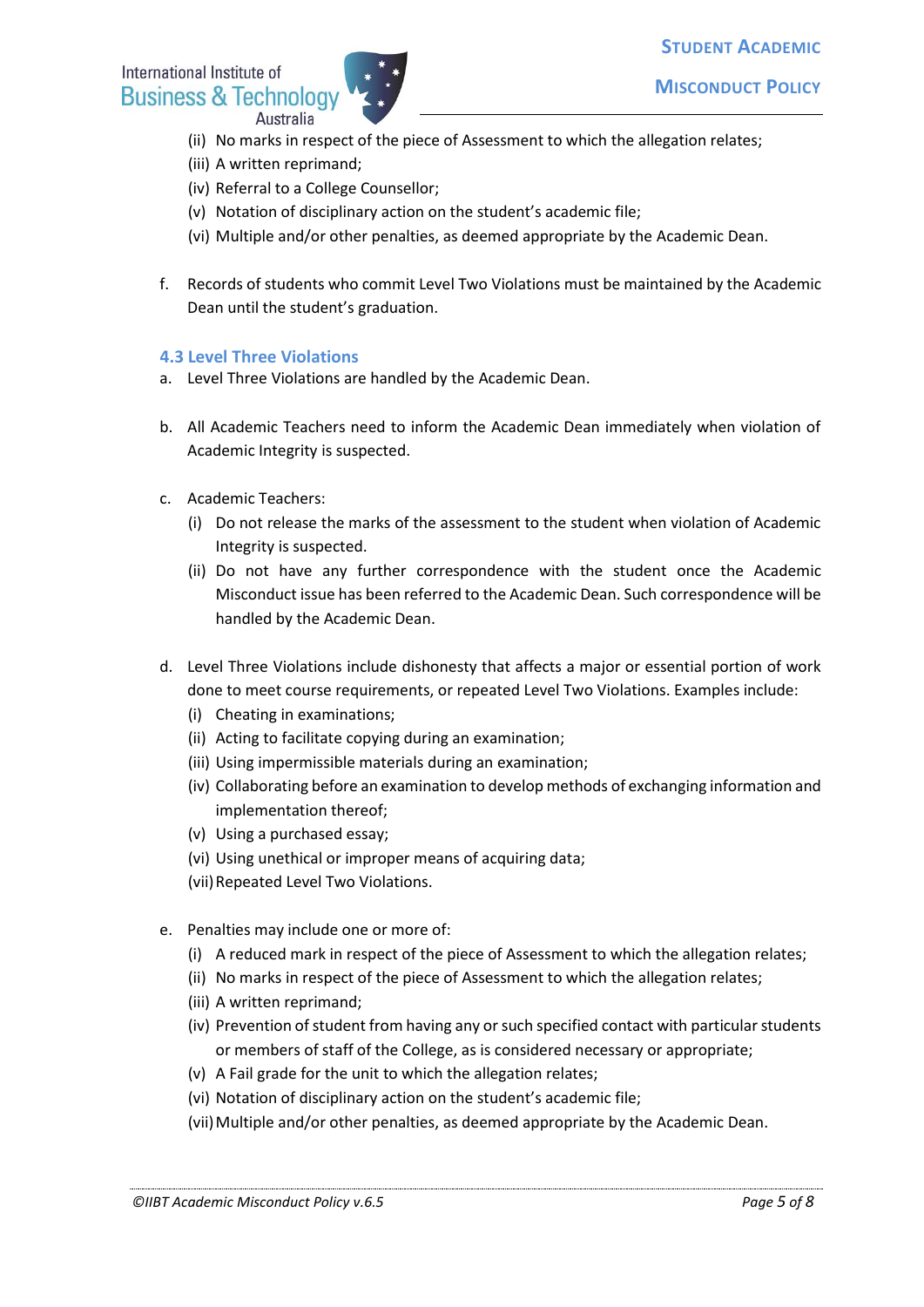(ii) No marks in respect of the piece of Assessment to which the allegation relates;
(iii) A written reprimand;
(iv) Referral to a College Counsellor;
(v) Notation of disciplinary action on the student's academic file;
(vi) Multiple and/or other penalties, as deemed appropriate by the Academic Dean.

f. Records of students who commit Level Two Violations must be maintained by the Academic Dean until the student's graduation.

### 4.3 Level Three Violations

a. Level Three Violations are handled by the Academic Dean.

b. All Academic Teachers need to inform the Academic Dean immediately when violation of Academic Integrity is suspected.

c. Academic Teachers:
   (i) Do not release the marks of the assessment to the student when violation of Academic Integrity is suspected.
   (ii) Do not have any further correspondence with the student once the Academic Misconduct issue has been referred to the Academic Dean. Such correspondence will be handled by the Academic Dean.

d. Level Three Violations include dishonesty that affects a major or essential portion of work done to meet course requirements, or repeated Level Two Violations. Examples include:
   (i) Cheating in examinations;
   (ii) Acting to facilitate copying during an examination;
   (iii) Using impermissible materials during an examination;
   (iv) Collaborating before an examination to develop methods of exchanging information and implementation thereof;
   (v) Using a purchased essay;
   (vi) Using unethical or improper means of acquiring data;
   (vii) Repeated Level Two Violations.

e. Penalties may include one or more of:
   (i) A reduced mark in respect of the piece of Assessment to which the allegation relates;
   (ii) No marks in respect of the piece of Assessment to which the allegation relates;
   (iii) A written reprimand;
   (iv) Prevention of student from having any or such specified contact with particular students or members of staff of the College, as is considered necessary or appropriate;
   (v) A Fail grade for the unit to which the allegation relates;
   (vi) Notation of disciplinary action on the student's academic file;
   (vii) Multiple and/or other penalties, as deemed appropriate by the Academic Dean.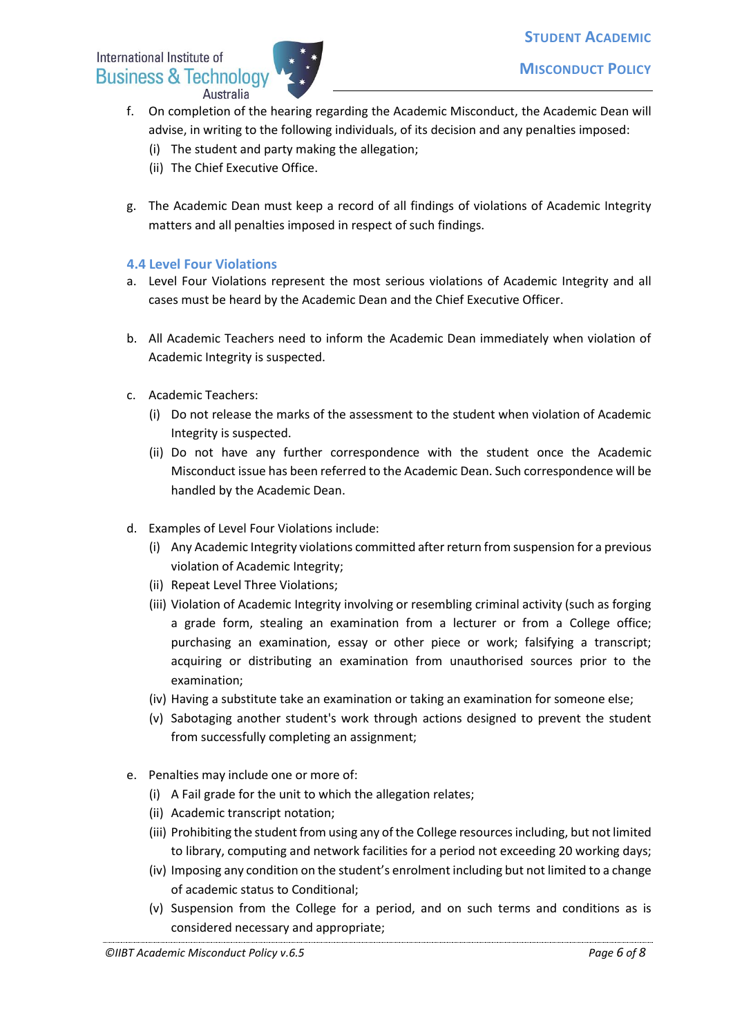f. On completion of the hearing regarding the Academic Misconduct, the Academic Dean will advise, in writing to the following individuals, of its decision and any penalties imposed:
   (i) The student and party making the allegation;
   (ii) The Chief Executive Office.

g. The Academic Dean must keep a record of all findings of violations of Academic Integrity matters and all penalties imposed in respect of such findings.

### 4.4 Level Four Violations

a. Level Four Violations represent the most serious violations of Academic Integrity and all cases must be heard by the Academic Dean and the Chief Executive Officer.

b. All Academic Teachers need to inform the Academic Dean immediately when violation of Academic Integrity is suspected.

c. Academic Teachers:
   (i) Do not release the marks of the assessment to the student when violation of Academic Integrity is suspected.
   (ii) Do not have any further correspondence with the student once the Academic Misconduct issue has been referred to the Academic Dean. Such correspondence will be handled by the Academic Dean.

d. Examples of Level Four Violations include:
   (i) Any Academic Integrity violations committed after return from suspension for a previous violation of Academic Integrity;
   (ii) Repeat Level Three Violations;
   (iii) Violation of Academic Integrity involving or resembling criminal activity (such as forging a grade form, stealing an examination from a lecturer or from a College office; purchasing an examination, essay or other piece or work; falsifying a transcript; acquiring or distributing an examination from unauthorised sources prior to the examination;
   (iv) Having a substitute take an examination or taking an examination for someone else;
   (v) Sabotaging another student's work through actions designed to prevent the student from successfully completing an assignment;

e. Penalties may include one or more of:
   (i) A Fail grade for the unit to which the allegation relates;
   (ii) Academic transcript notation;
   (iii) Prohibiting the student from using any of the College resources including, but not limited to library, computing and network facilities for a period not exceeding 20 working days;
   (iv) Imposing any condition on the student's enrolment including but not limited to a change of academic status to Conditional;
   (v) Suspension from the College for a period, and on such terms and conditions as is considered necessary and appropriate;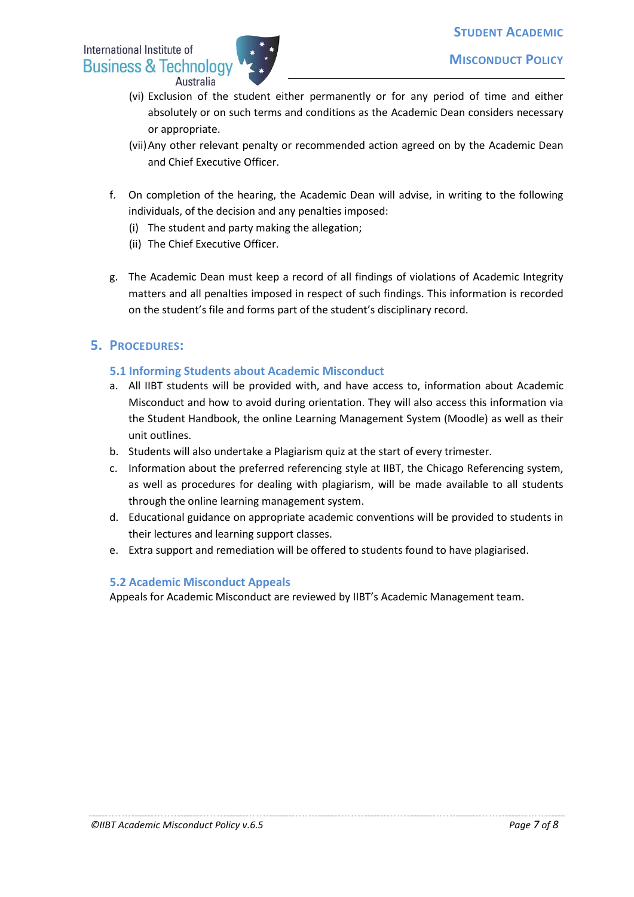(vi) Exclusion of the student either permanently or for any period of time and either absolutely or on such terms and conditions as the Academic Dean considers necessary or appropriate.

(vii) Any other relevant penalty or recommended action agreed on by the Academic Dean and Chief Executive Officer.

f. On completion of the hearing, the Academic Dean will advise, in writing to the following individuals, of the decision and any penalties imposed:

   (i) The student and party making the allegation;

   (ii) The Chief Executive Officer.

g. The Academic Dean must keep a record of all findings of violations of Academic Integrity matters and all penalties imposed in respect of such findings. This information is recorded on the student's file and forms part of the student's disciplinary record.

## 5. Procedures:

### 5.1 Informing Students about Academic Misconduct

a. All IIBT students will be provided with, and have access to, information about Academic Misconduct and how to avoid during orientation. They will also access this information via the Student Handbook, the online Learning Management System (Moodle) as well as their unit outlines.

b. Students will also undertake a Plagiarism quiz at the start of every trimester.

c. Information about the preferred referencing style at IIBT, the Chicago Referencing system, as well as procedures for dealing with plagiarism, will be made available to all students through the online learning management system.

d. Educational guidance on appropriate academic conventions will be provided to students in their lectures and learning support classes.

e. Extra support and remediation will be offered to students found to have plagiarised.

### 5.2 Academic Misconduct Appeals

Appeals for Academic Misconduct are reviewed by IIBT's Academic Management team.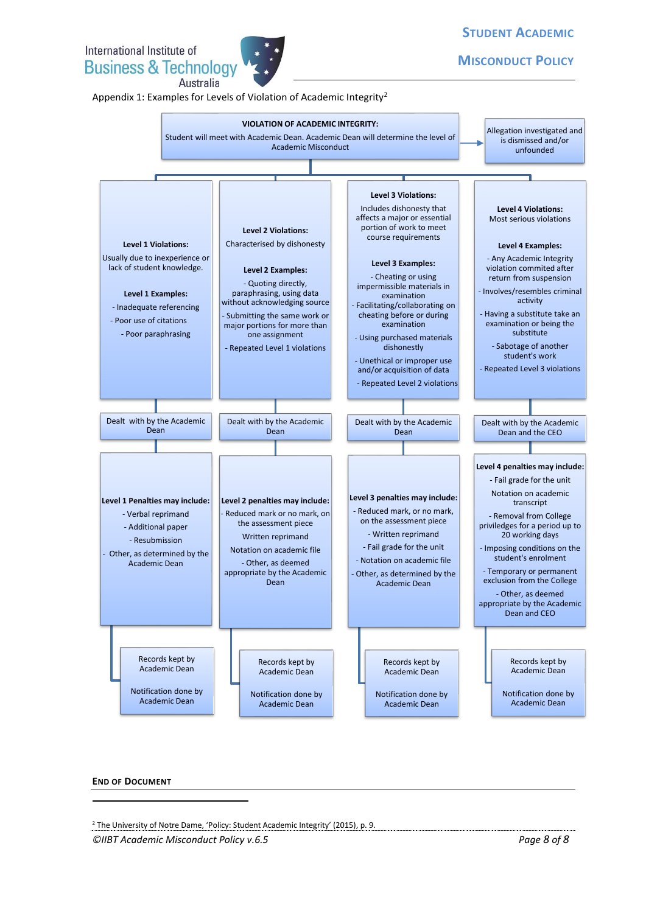Appendix 1: Examples for Levels of Violation of Academic Integrity[2]

**VIOLATION OF ACADEMIC INTEGRITY:**
Student will meet with Academic Dean. Academic Dean will determine the level of Academic Misconduct

→ Allegation investigated and is dismissed and/or unfounded

**Level 1 Violations:**
Usually due to inexperience or lack of student knowledge.

**Level 1 Examples:**
- Inadequate referencing
- Poor use of citations
- Poor paraphrasing

Dealt with by the Academic Dean

**Level 1 Penalties may include:**
- Verbal reprimand
- Additional paper
- Resubmission
- Other, as determined by the Academic Dean

Records kept by Academic Dean

Notification done by Academic Dean

**Level 2 Violations:**
Characterised by dishonesty

**Level 2 Examples:**
- Quoting directly, paraphrasing, using data without acknowledging source
- Submitting the same work or major portions for more than one assignment
- Repeated Level 1 violations

Dealt with by the Academic Dean

**Level 2 penalties may include:**
- Reduced mark or no mark, on the assessment piece
- Written reprimand
- Notation on academic file
- Other, as deemed appropriate by the Academic Dean

Records kept by Academic Dean

Notification done by Academic Dean

**Level 3 Violations:**
Includes dishonesty that affects a major or essential portion of work to meet course requirements

**Level 3 Examples:**
- Cheating or using impermissible materials in examination
- Facilitating/collaborating on cheating before or during examination
- Using purchased materials dishonestly
- Unethical or improper use and/or acquisition of data
- Repeated Level 2 violations

Dealt with by the Academic Dean

**Level 3 penalties may include:**
- Reduced mark, or no mark, on the assessment piece
- Written reprimand
- Fail grade for the unit
- Notation on academic file
- Other, as determined by the Academic Dean

Records kept by Academic Dean

Notification done by Academic Dean

**Level 4 Violations:**
Most serious violations

**Level 4 Examples:**
- Any Academic Integrity violation commited after return from suspension
- Involves/resembles criminal activity
- Having a substitute take an examination or being the substitute
- Sabotage of another student's work
- Repeated Level 3 violations

Dealt with by the Academic Dean and the CEO

**Level 4 penalties may include:**
- Fail grade for the unit
- Notation on academic transcript
- Removal from College priviledges for a period up to 20 working days
- Imposing conditions on the student's enrolment
- Temporary or permanent exclusion from the College
- Other, as deemed appropriate by the Academic Dean and CEO

Records kept by Academic Dean

Notification done by Academic Dean

**END OF DOCUMENT**

[2] The University of Notre Dame, 'Policy: Student Academic Integrity' (2015), p. 9.